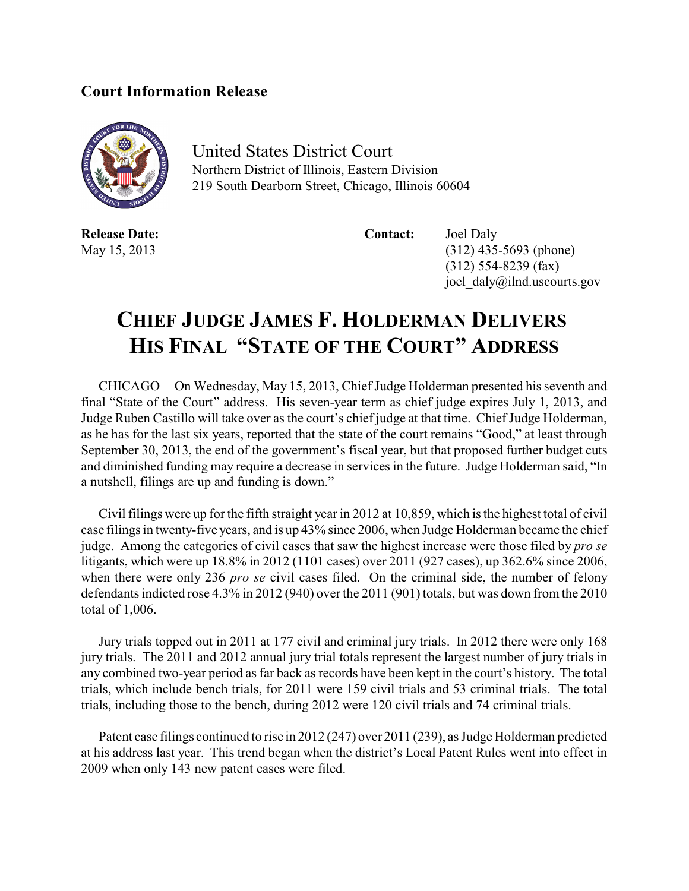**Court Information Release**

United States District Court
Northern District of Illinois, Eastern Division
219 South Dearborn Street, Chicago, Illinois 60604

**Release Date:**
May 15, 2013

**Contact:** Joel Daly
(312) 435-5693 (phone)
(312) 554-8239 (fax)
joel_daly@ilnd.uscourts.gov

# CHIEF JUDGE JAMES F. HOLDERMAN DELIVERS HIS FINAL "STATE OF THE COURT" ADDRESS

CHICAGO – On Wednesday, May 15, 2013, Chief Judge Holderman presented his seventh and final "State of the Court" address. His seven-year term as chief judge expires July 1, 2013, and Judge Ruben Castillo will take over as the court's chief judge at that time. Chief Judge Holderman, as he has for the last six years, reported that the state of the court remains "Good," at least through September 30, 2013, the end of the government's fiscal year, but that proposed further budget cuts and diminished funding may require a decrease in services in the future. Judge Holderman said, "In a nutshell, filings are up and funding is down."

Civil filings were up for the fifth straight year in 2012 at 10,859, which is the highest total of civil case filings in twenty-five years, and is up 43% since 2006, when Judge Holderman became the chief judge. Among the categories of civil cases that saw the highest increase were those filed by *pro se* litigants, which were up 18.8% in 2012 (1101 cases) over 2011 (927 cases), up 362.6% since 2006, when there were only 236 *pro se* civil cases filed. On the criminal side, the number of felony defendants indicted rose 4.3% in 2012 (940) over the 2011 (901) totals, but was down from the 2010 total of 1,006.

Jury trials topped out in 2011 at 177 civil and criminal jury trials. In 2012 there were only 168 jury trials. The 2011 and 2012 annual jury trial totals represent the largest number of jury trials in any combined two-year period as far back as records have been kept in the court's history. The total trials, which include bench trials, for 2011 were 159 civil trials and 53 criminal trials. The total trials, including those to the bench, during 2012 were 120 civil trials and 74 criminal trials.

Patent case filings continued to rise in 2012 (247) over 2011 (239), as Judge Holderman predicted at his address last year. This trend began when the district's Local Patent Rules went into effect in 2009 when only 143 new patent cases were filed.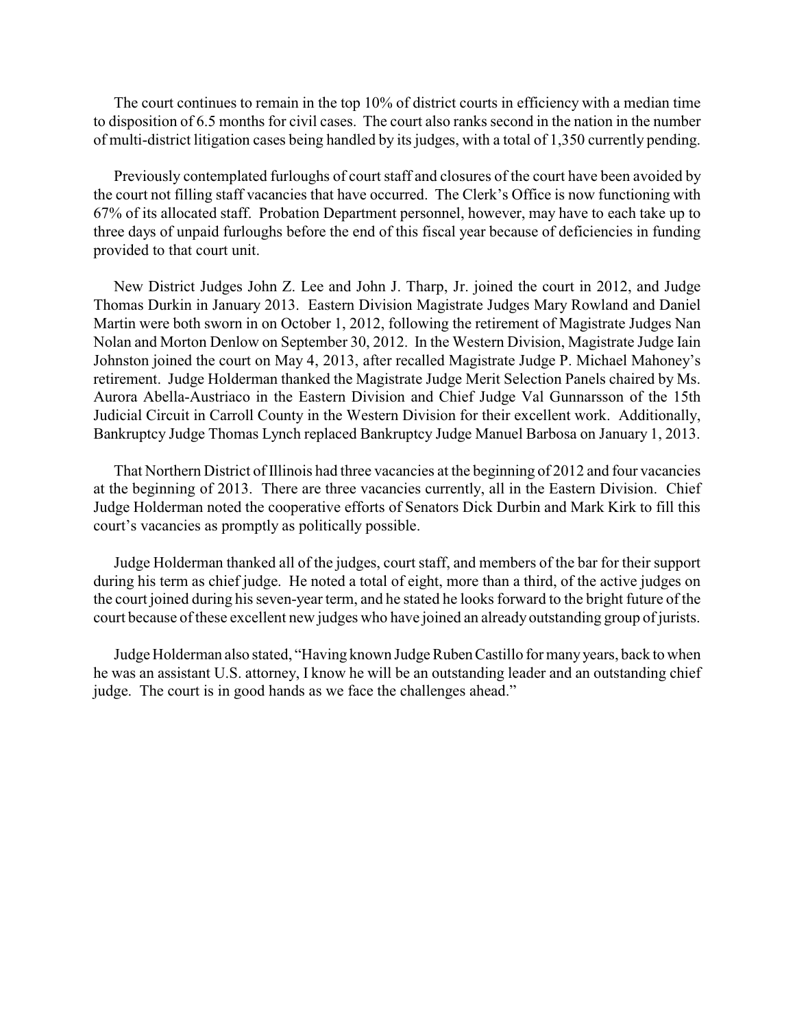The court continues to remain in the top 10% of district courts in efficiency with a median time to disposition of 6.5 months for civil cases. The court also ranks second in the nation in the number of multi-district litigation cases being handled by its judges, with a total of 1,350 currently pending.

Previously contemplated furloughs of court staff and closures of the court have been avoided by the court not filling staff vacancies that have occurred. The Clerk's Office is now functioning with 67% of its allocated staff. Probation Department personnel, however, may have to each take up to three days of unpaid furloughs before the end of this fiscal year because of deficiencies in funding provided to that court unit.

New District Judges John Z. Lee and John J. Tharp, Jr. joined the court in 2012, and Judge Thomas Durkin in January 2013. Eastern Division Magistrate Judges Mary Rowland and Daniel Martin were both sworn in on October 1, 2012, following the retirement of Magistrate Judges Nan Nolan and Morton Denlow on September 30, 2012. In the Western Division, Magistrate Judge Iain Johnston joined the court on May 4, 2013, after recalled Magistrate Judge P. Michael Mahoney's retirement. Judge Holderman thanked the Magistrate Judge Merit Selection Panels chaired by Ms. Aurora Abella-Austriaco in the Eastern Division and Chief Judge Val Gunnarsson of the 15th Judicial Circuit in Carroll County in the Western Division for their excellent work. Additionally, Bankruptcy Judge Thomas Lynch replaced Bankruptcy Judge Manuel Barbosa on January 1, 2013.

That Northern District of Illinois had three vacancies at the beginning of 2012 and four vacancies at the beginning of 2013. There are three vacancies currently, all in the Eastern Division. Chief Judge Holderman noted the cooperative efforts of Senators Dick Durbin and Mark Kirk to fill this court's vacancies as promptly as politically possible.

Judge Holderman thanked all of the judges, court staff, and members of the bar for their support during his term as chief judge. He noted a total of eight, more than a third, of the active judges on the court joined during his seven-year term, and he stated he looks forward to the bright future of the court because of these excellent new judges who have joined an already outstanding group of jurists.

Judge Holderman also stated, "Having known Judge Ruben Castillo for many years, back to when he was an assistant U.S. attorney, I know he will be an outstanding leader and an outstanding chief judge. The court is in good hands as we face the challenges ahead."